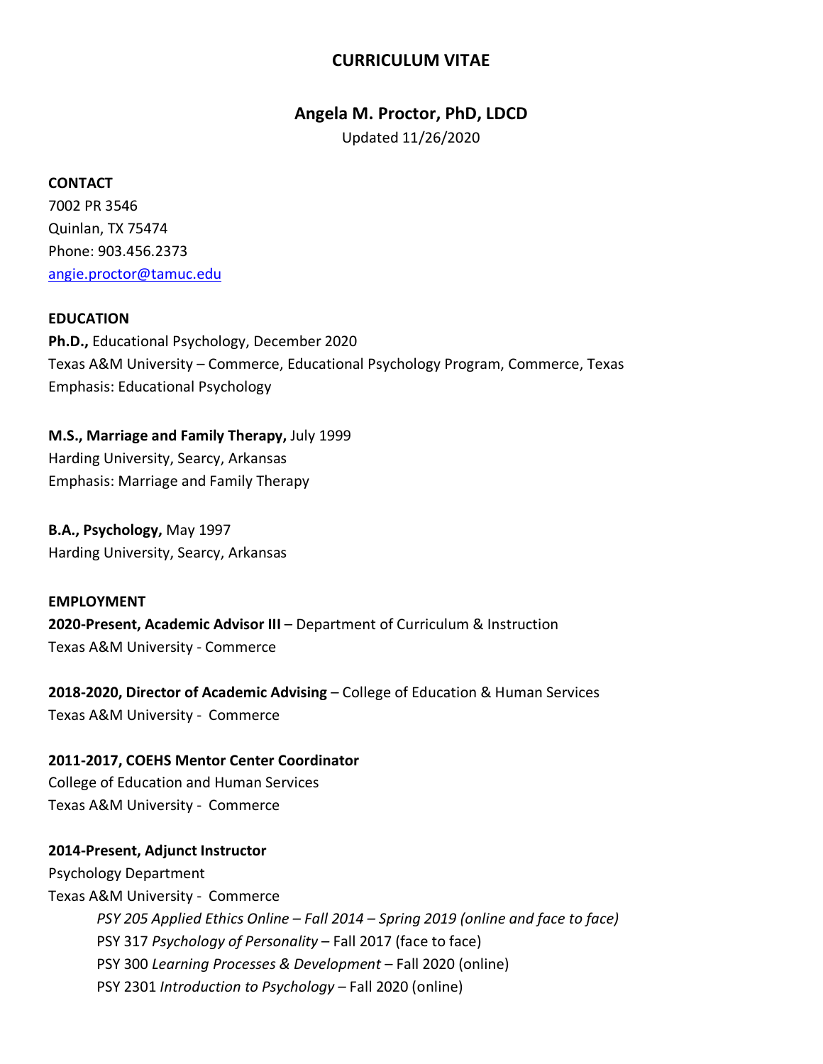# CURRICULUM VITAE

## Angela M. Proctor, PhD, LDCD

Updated 11/26/2020

**CONTACT**

7002 PR 3546
Quinlan, TX 75474
Phone: 903.456.2373
angie.proctor@tamuc.edu

**EDUCATION**

**Ph.D.,** Educational Psychology, December 2020
Texas A&M University – Commerce, Educational Psychology Program, Commerce, Texas
Emphasis: Educational Psychology

**M.S., Marriage and Family Therapy,** July 1999
Harding University, Searcy, Arkansas
Emphasis: Marriage and Family Therapy

**B.A., Psychology,** May 1997
Harding University, Searcy, Arkansas

**EMPLOYMENT**

**2020-Present, Academic Advisor III** – Department of Curriculum & Instruction
Texas A&M University - Commerce

**2018-2020, Director of Academic Advising** – College of Education & Human Services
Texas A&M University - Commerce

**2011-2017, COEHS Mentor Center Coordinator**
College of Education and Human Services
Texas A&M University - Commerce

**2014-Present, Adjunct Instructor**
Psychology Department
Texas A&M University - Commerce

- *PSY 205 Applied Ethics Online – Fall 2014 – Spring 2019 (online and face to face)*
- PSY 317 *Psychology of Personality* – Fall 2017 (face to face)
- PSY 300 *Learning Processes & Development* – Fall 2020 (online)
- PSY 2301 *Introduction to Psychology* – Fall 2020 (online)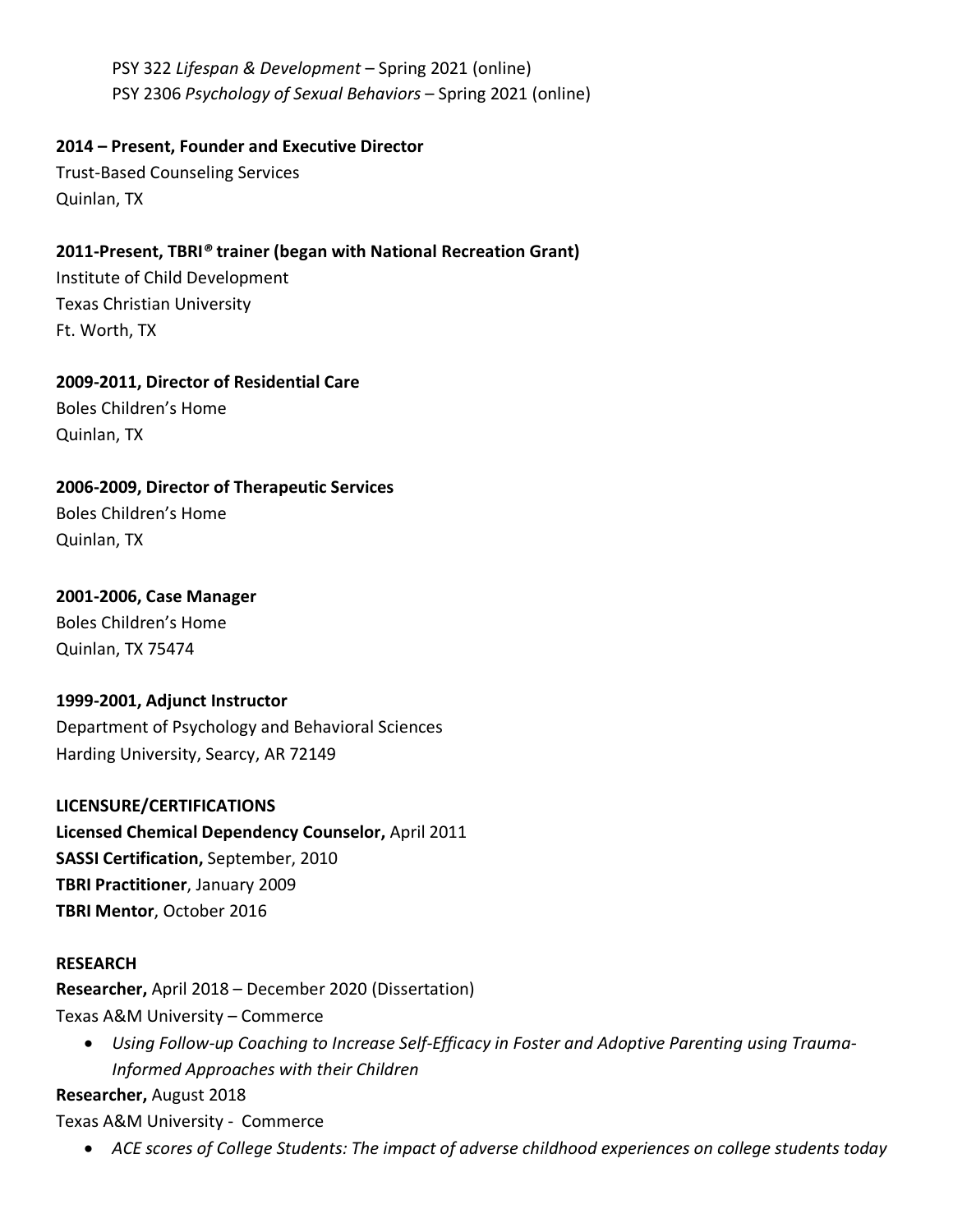PSY 322 *Lifespan & Development* – Spring 2021 (online)
PSY 2306 *Psychology of Sexual Behaviors* – Spring 2021 (online)

**2014 – Present, Founder and Executive Director**
Trust-Based Counseling Services
Quinlan, TX

**2011-Present, TBRI® trainer (began with National Recreation Grant)**
Institute of Child Development
Texas Christian University
Ft. Worth, TX

**2009-2011, Director of Residential Care**
Boles Children's Home
Quinlan, TX

**2006-2009, Director of Therapeutic Services**
Boles Children's Home
Quinlan, TX

**2001-2006, Case Manager**
Boles Children's Home
Quinlan, TX 75474

**1999-2001, Adjunct Instructor**
Department of Psychology and Behavioral Sciences
Harding University, Searcy, AR 72149

**LICENSURE/CERTIFICATIONS**
**Licensed Chemical Dependency Counselor,** April 2011
**SASSI Certification,** September, 2010
**TBRI Practitioner**, January 2009
**TBRI Mentor**, October 2016

**RESEARCH**
**Researcher,** April 2018 – December 2020 (Dissertation)
Texas A&M University – Commerce

- *Using Follow-up Coaching to Increase Self-Efficacy in Foster and Adoptive Parenting using Trauma-Informed Approaches with their Children*

**Researcher,** August 2018
Texas A&M University - Commerce

- *ACE scores of College Students: The impact of adverse childhood experiences on college students today*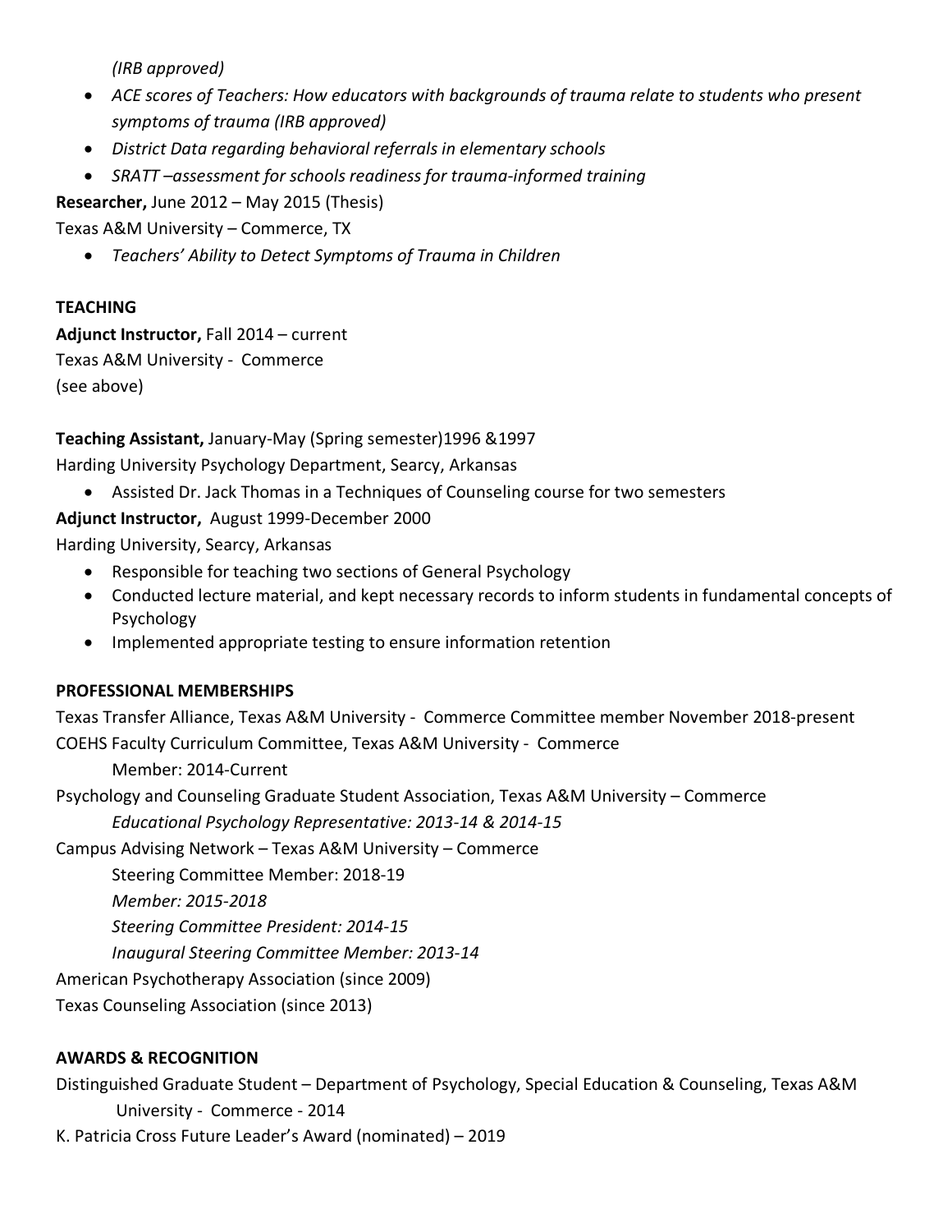*(IRB approved)*

- *ACE scores of Teachers: How educators with backgrounds of trauma relate to students who present symptoms of trauma (IRB approved)*
- *District Data regarding behavioral referrals in elementary schools*
- *SRATT –assessment for schools readiness for trauma-informed training*

**Researcher,** June 2012 – May 2015 (Thesis)
Texas A&M University – Commerce, TX

- *Teachers' Ability to Detect Symptoms of Trauma in Children*

## TEACHING

**Adjunct Instructor,** Fall 2014 – current
Texas A&M University - Commerce
(see above)

**Teaching Assistant,** January-May (Spring semester)1996 &1997
Harding University Psychology Department, Searcy, Arkansas

- Assisted Dr. Jack Thomas in a Techniques of Counseling course for two semesters

**Adjunct Instructor,** August 1999-December 2000
Harding University, Searcy, Arkansas

- Responsible for teaching two sections of General Psychology
- Conducted lecture material, and kept necessary records to inform students in fundamental concepts of Psychology
- Implemented appropriate testing to ensure information retention

## PROFESSIONAL MEMBERSHIPS

Texas Transfer Alliance, Texas A&M University - Commerce Committee member November 2018-present

COEHS Faculty Curriculum Committee, Texas A&M University - Commerce
 Member: 2014-Current

Psychology and Counseling Graduate Student Association, Texas A&M University – Commerce
 *Educational Psychology Representative: 2013-14 & 2014-15*

Campus Advising Network – Texas A&M University – Commerce
 Steering Committee Member: 2018-19
 *Member: 2015-2018*
 *Steering Committee President: 2014-15*
 *Inaugural Steering Committee Member: 2013-14*

American Psychotherapy Association (since 2009)

Texas Counseling Association (since 2013)

## AWARDS & RECOGNITION

Distinguished Graduate Student – Department of Psychology, Special Education & Counseling, Texas A&M University - Commerce - 2014

K. Patricia Cross Future Leader's Award (nominated) – 2019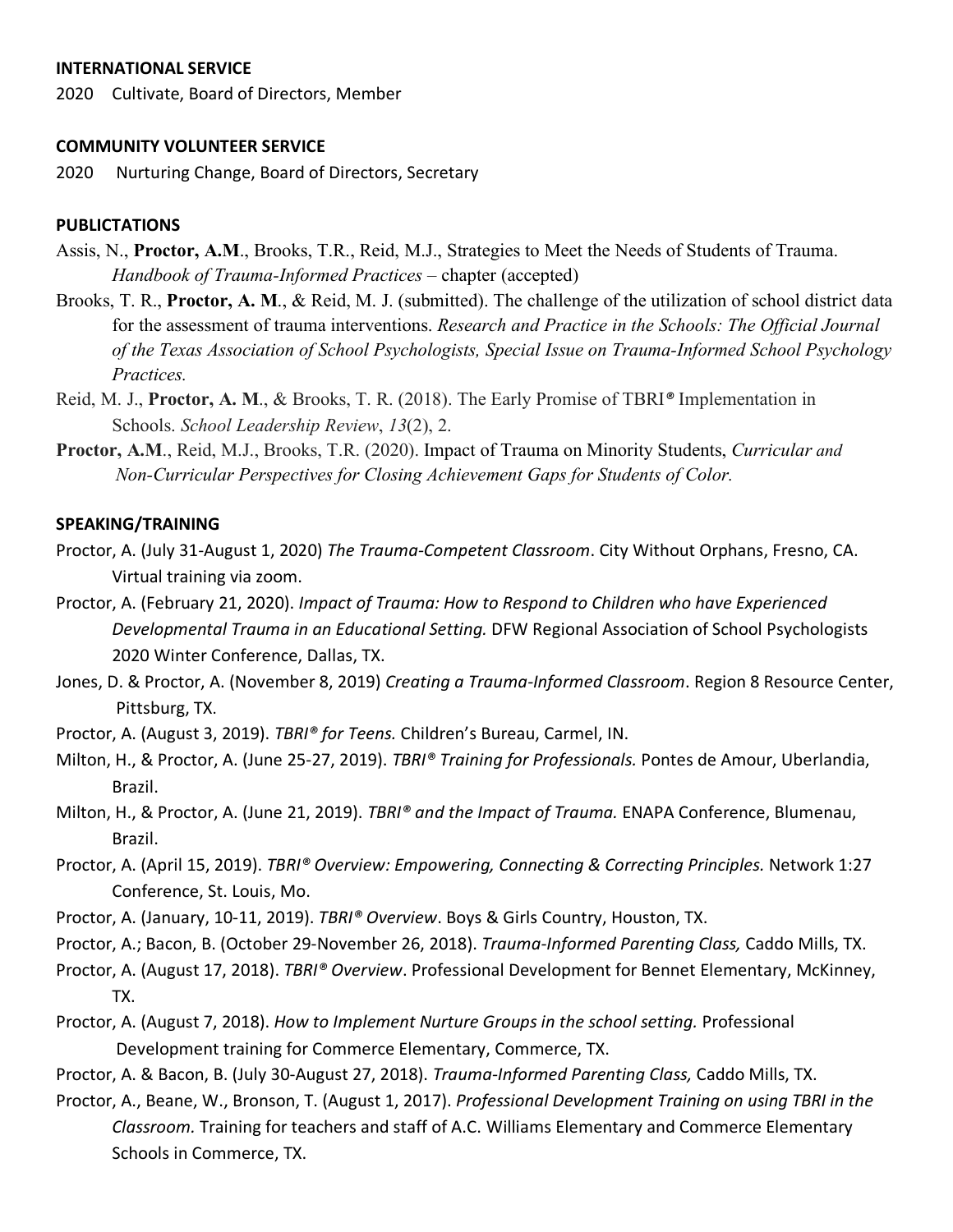## INTERNATIONAL SERVICE

2020 Cultivate, Board of Directors, Member

## COMMUNITY VOLUNTEER SERVICE

2020 Nurturing Change, Board of Directors, Secretary

## PUBLICTATIONS

Assis, N., **Proctor, A.M**., Brooks, T.R., Reid, M.J., Strategies to Meet the Needs of Students of Trauma. *Handbook of Trauma-Informed Practices* – chapter (accepted)

Brooks, T. R., **Proctor, A. M**., & Reid, M. J. (submitted). The challenge of the utilization of school district data for the assessment of trauma interventions. *Research and Practice in the Schools: The Official Journal of the Texas Association of School Psychologists, Special Issue on Trauma-Informed School Psychology Practices.*

Reid, M. J., **Proctor, A. M**., & Brooks, T. R. (2018). The Early Promise of TBRI® Implementation in Schools. *School Leadership Review*, *13*(2), 2.

**Proctor, A.M**., Reid, M.J., Brooks, T.R. (2020). Impact of Trauma on Minority Students, *Curricular and Non-Curricular Perspectives for Closing Achievement Gaps for Students of Color.*

## SPEAKING/TRAINING

Proctor, A. (July 31-August 1, 2020) *The Trauma-Competent Classroom*. City Without Orphans, Fresno, CA. Virtual training via zoom.

Proctor, A. (February 21, 2020). *Impact of Trauma: How to Respond to Children who have Experienced Developmental Trauma in an Educational Setting.* DFW Regional Association of School Psychologists 2020 Winter Conference, Dallas, TX.

Jones, D. & Proctor, A. (November 8, 2019) *Creating a Trauma-Informed Classroom*. Region 8 Resource Center, Pittsburg, TX.

Proctor, A. (August 3, 2019). *TBRI® for Teens.* Children's Bureau, Carmel, IN.

Milton, H., & Proctor, A. (June 25-27, 2019). *TBRI® Training for Professionals.* Pontes de Amour, Uberlandia, Brazil.

Milton, H., & Proctor, A. (June 21, 2019). *TBRI® and the Impact of Trauma.* ENAPA Conference, Blumenau, Brazil.

Proctor, A. (April 15, 2019). *TBRI® Overview: Empowering, Connecting & Correcting Principles.* Network 1:27 Conference, St. Louis, Mo.

Proctor, A. (January, 10-11, 2019). *TBRI® Overview*. Boys & Girls Country, Houston, TX.

Proctor, A.; Bacon, B. (October 29-November 26, 2018). *Trauma-Informed Parenting Class,* Caddo Mills, TX.

Proctor, A. (August 17, 2018). *TBRI® Overview*. Professional Development for Bennet Elementary, McKinney, TX.

Proctor, A. (August 7, 2018). *How to Implement Nurture Groups in the school setting.* Professional Development training for Commerce Elementary, Commerce, TX.

Proctor, A. & Bacon, B. (July 30-August 27, 2018). *Trauma-Informed Parenting Class,* Caddo Mills, TX.

Proctor, A., Beane, W., Bronson, T. (August 1, 2017). *Professional Development Training on using TBRI in the Classroom.* Training for teachers and staff of A.C. Williams Elementary and Commerce Elementary Schools in Commerce, TX.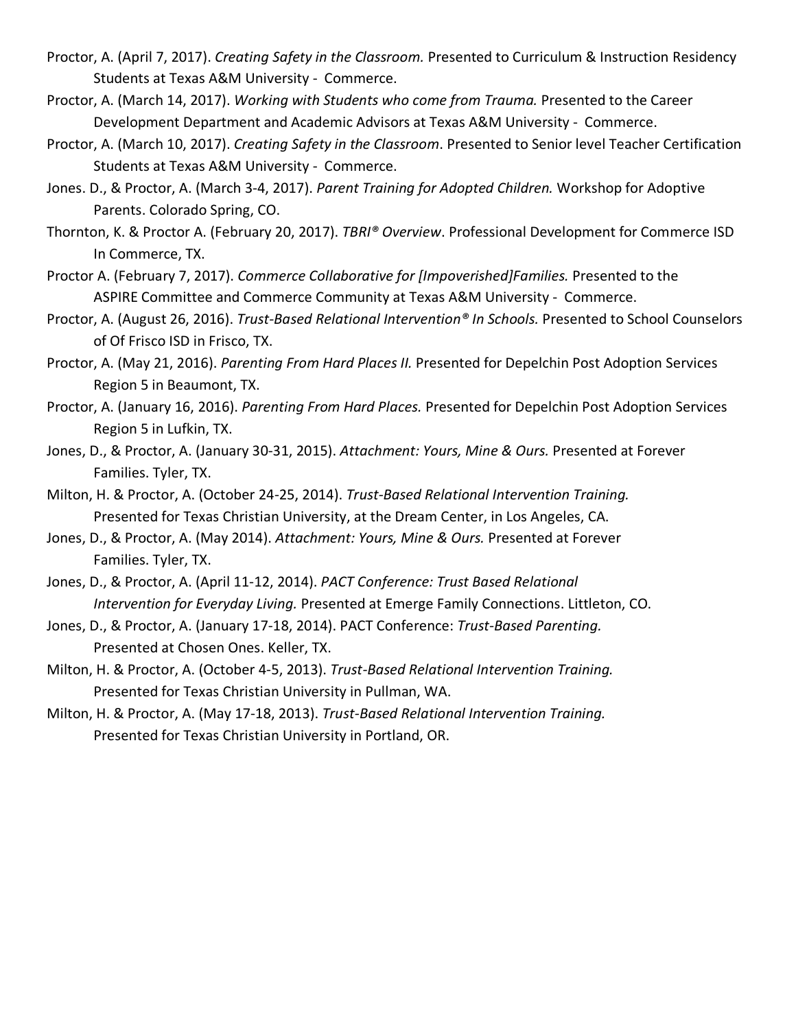Proctor, A. (April 7, 2017). *Creating Safety in the Classroom.* Presented to Curriculum & Instruction Residency Students at Texas A&M University - Commerce.

Proctor, A. (March 14, 2017). *Working with Students who come from Trauma.* Presented to the Career Development Department and Academic Advisors at Texas A&M University - Commerce.

Proctor, A. (March 10, 2017). *Creating Safety in the Classroom*. Presented to Senior level Teacher Certification Students at Texas A&M University - Commerce.

Jones. D., & Proctor, A. (March 3-4, 2017). *Parent Training for Adopted Children.* Workshop for Adoptive Parents. Colorado Spring, CO.

Thornton, K. & Proctor A. (February 20, 2017). *TBRI® Overview*. Professional Development for Commerce ISD In Commerce, TX.

Proctor A. (February 7, 2017). *Commerce Collaborative for [Impoverished]Families.* Presented to the ASPIRE Committee and Commerce Community at Texas A&M University - Commerce.

Proctor, A. (August 26, 2016). *Trust-Based Relational Intervention® In Schools.* Presented to School Counselors of Of Frisco ISD in Frisco, TX.

Proctor, A. (May 21, 2016). *Parenting From Hard Places II.* Presented for Depelchin Post Adoption Services Region 5 in Beaumont, TX.

Proctor, A. (January 16, 2016). *Parenting From Hard Places.* Presented for Depelchin Post Adoption Services Region 5 in Lufkin, TX.

Jones, D., & Proctor, A. (January 30-31, 2015). *Attachment: Yours, Mine & Ours.* Presented at Forever Families. Tyler, TX.

Milton, H. & Proctor, A. (October 24-25, 2014). *Trust-Based Relational Intervention Training.* Presented for Texas Christian University, at the Dream Center, in Los Angeles, CA.

Jones, D., & Proctor, A. (May 2014). *Attachment: Yours, Mine & Ours.* Presented at Forever Families. Tyler, TX.

Jones, D., & Proctor, A. (April 11-12, 2014). *PACT Conference: Trust Based Relational Intervention for Everyday Living.* Presented at Emerge Family Connections. Littleton, CO.

Jones, D., & Proctor, A. (January 17-18, 2014). PACT Conference: *Trust-Based Parenting.* Presented at Chosen Ones. Keller, TX.

Milton, H. & Proctor, A. (October 4-5, 2013). *Trust-Based Relational Intervention Training.* Presented for Texas Christian University in Pullman, WA.

Milton, H. & Proctor, A. (May 17-18, 2013). *Trust-Based Relational Intervention Training.* Presented for Texas Christian University in Portland, OR.